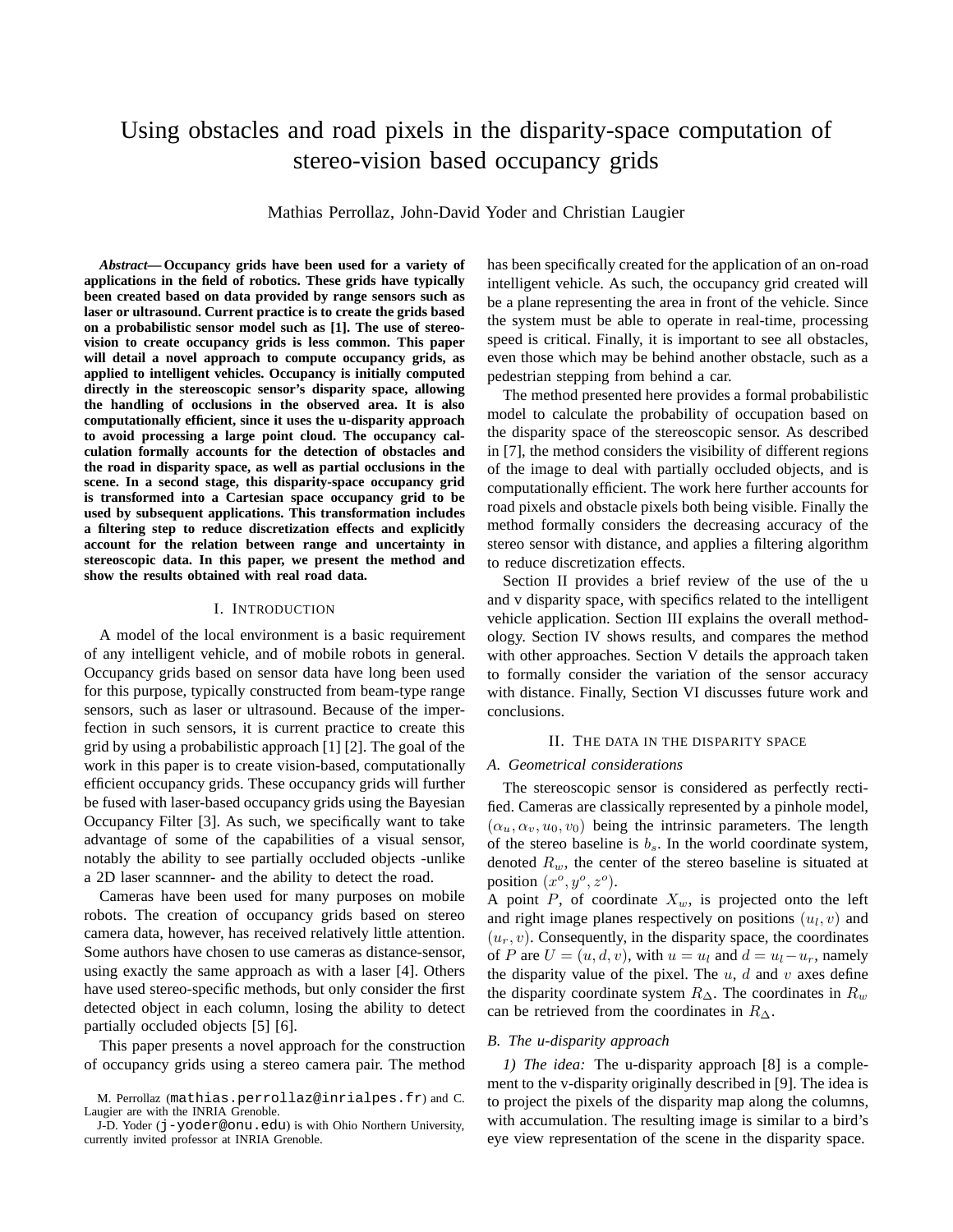# Using obstacles and road pixels in the disparity-space computation of stereo-vision based occupancy grids

Mathias Perrollaz, John-David Yoder and Christian Laugier

***Abstract*— Occupancy grids have been used for a variety of applications in the field of robotics. These grids have typically been created based on data provided by range sensors such as laser or ultrasound. Current practice is to create the grids based on a probabilistic sensor model such as [1]. The use of stereo-vision to create occupancy grids is less common. This paper will detail a novel approach to compute occupancy grids, as applied to intelligent vehicles. Occupancy is initially computed directly in the stereoscopic sensor's disparity space, allowing the handling of occlusions in the observed area. It is also computationally efficient, since it uses the u-disparity approach to avoid processing a large point cloud. The occupancy calculation formally accounts for the detection of obstacles and the road in disparity space, as well as partial occlusions in the scene. In a second stage, this disparity-space occupancy grid is transformed into a Cartesian space occupancy grid to be used by subsequent applications. This transformation includes a filtering step to reduce discretization effects and explicitly account for the relation between range and uncertainty in stereoscopic data. In this paper, we present the method and show the results obtained with real road data.**

## I. Introduction

A model of the local environment is a basic requirement of any intelligent vehicle, and of mobile robots in general. Occupancy grids based on sensor data have long been used for this purpose, typically constructed from beam-type range sensors, such as laser or ultrasound. Because of the imperfection in such sensors, it is current practice to create this grid by using a probabilistic approach [1] [2]. The goal of the work in this paper is to create vision-based, computationally efficient occupancy grids. These occupancy grids will further be fused with laser-based occupancy grids using the Bayesian Occupancy Filter [3]. As such, we specifically want to take advantage of some of the capabilities of a visual sensor, notably the ability to see partially occluded objects -unlike a 2D laser scannner- and the ability to detect the road.

Cameras have been used for many purposes on mobile robots. The creation of occupancy grids based on stereo camera data, however, has received relatively little attention. Some authors have chosen to use cameras as distance-sensor, using exactly the same approach as with a laser [4]. Others have used stereo-specific methods, but only consider the first detected object in each column, losing the ability to detect partially occluded objects [5] [6].

This paper presents a novel approach for the construction of occupancy grids using a stereo camera pair. The method has been specifically created for the application of an on-road intelligent vehicle. As such, the occupancy grid created will be a plane representing the area in front of the vehicle. Since the system must be able to operate in real-time, processing speed is critical. Finally, it is important to see all obstacles, even those which may be behind another obstacle, such as a pedestrian stepping from behind a car.

The method presented here provides a formal probabilistic model to calculate the probability of occupation based on the disparity space of the stereoscopic sensor. As described in [7], the method considers the visibility of different regions of the image to deal with partially occluded objects, and is computationally efficient. The work here further accounts for road pixels and obstacle pixels both being visible. Finally the method formally considers the decreasing accuracy of the stereo sensor with distance, and applies a filtering algorithm to reduce discretization effects.

Section II provides a brief review of the use of the u and v disparity space, with specifics related to the intelligent vehicle application. Section III explains the overall methodology. Section IV shows results, and compares the method with other approaches. Section V details the approach taken to formally consider the variation of the sensor accuracy with distance. Finally, Section VI discusses future work and conclusions.

## II. The data in the disparity space

### A. Geometrical considerations

The stereoscopic sensor is considered as perfectly rectified. Cameras are classically represented by a pinhole model, $(\alpha_u, \alpha_v, u_0, v_0)$ being the intrinsic parameters. The length of the stereo baseline is $b_s$. In the world coordinate system, denoted $R_w$, the center of the stereo baseline is situated at position $(x^o, y^o, z^o)$.

A point $P$, of coordinate $X_w$, is projected onto the left and right image planes respectively on positions $(u_l, v)$ and $(u_r, v)$. Consequently, in the disparity space, the coordinates of $P$ are $U = (u, d, v)$, with $u = u_l$ and $d = u_l - u_r$, namely the disparity value of the pixel. The $u$, $d$ and $v$ axes define the disparity coordinate system $R_\Delta$. The coordinates in $R_w$ can be retrieved from the coordinates in $R_\Delta$.

### B. The u-disparity approach

*1) The idea:* The u-disparity approach [8] is a complement to the v-disparity originally described in [9]. The idea is to project the pixels of the disparity map along the columns, with accumulation. The resulting image is similar to a bird's eye view representation of the scene in the disparity space.

M. Perrollaz (mathias.perrollaz@inrialpes.fr) and C. Laugier are with the INRIA Grenoble.

J-D. Yoder (j-yoder@onu.edu) is with Ohio Northern University, currently invited professor at INRIA Grenoble.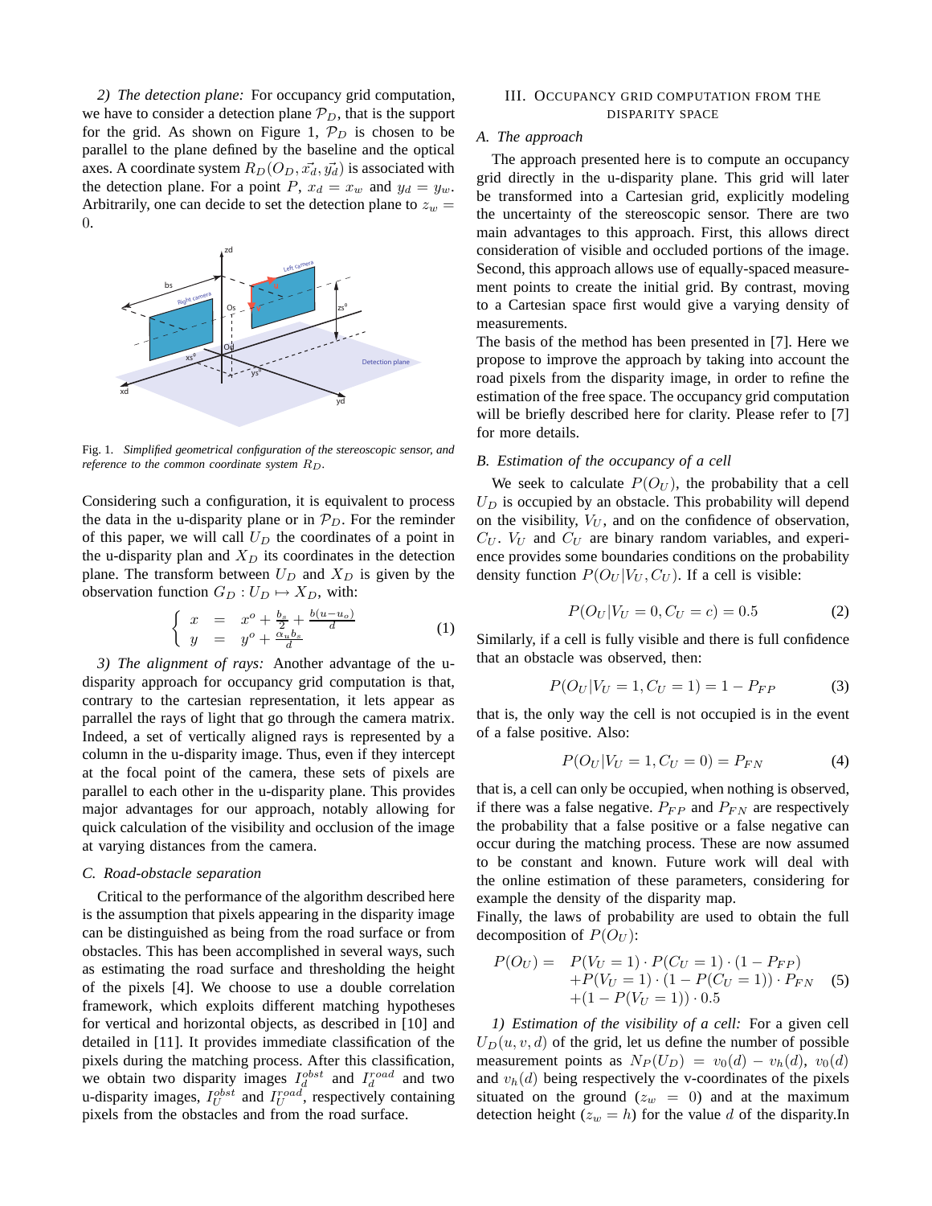*2) The detection plane:* For occupancy grid computation, we have to consider a detection plane $\mathcal{P}_D$, that is the support for the grid. As shown on Figure 1, $\mathcal{P}_D$ is chosen to be parallel to the plane defined by the baseline and the optical axes. A coordinate system $R_D(O_D, \vec{x_d}, \vec{y_d})$ is associated with the detection plane. For a point $P$, $x_d = x_w$ and $y_d = y_w$. Arbitrarily, one can decide to set the detection plane to $z_w = 0$.

Fig. 1. *Simplified geometrical configuration of the stereoscopic sensor, and reference to the common coordinate system $R_D$.*

Considering such a configuration, it is equivalent to process the data in the u-disparity plane or in $\mathcal{P}_D$. For the reminder of this paper, we will call $U_D$ the coordinates of a point in the u-disparity plan and $X_D$ its coordinates in the detection plane. The transform between $U_D$ and $X_D$ is given by the observation function $G_D : U_D \mapsto X_D$, with:

$$\begin{cases} x &= x^o + \frac{b_s}{2} + \frac{b(u-u_o)}{d} \\ y &= y^o + \frac{\alpha_u b_s}{d} \end{cases} \tag{1}$$

*3) The alignment of rays:* Another advantage of the u-disparity approach for occupancy grid computation is that, contrary to the cartesian representation, it lets appear as parrallel the rays of light that go through the camera matrix. Indeed, a set of vertically aligned rays is represented by a column in the u-disparity image. Thus, even if they intercept at the focal point of the camera, these sets of pixels are parallel to each other in the u-disparity plane. This provides major advantages for our approach, notably allowing for quick calculation of the visibility and occlusion of the image at varying distances from the camera.

### C. Road-obstacle separation

Critical to the performance of the algorithm described here is the assumption that pixels appearing in the disparity image can be distinguished as being from the road surface or from obstacles. This has been accomplished in several ways, such as estimating the road surface and thresholding the height of the pixels [4]. We choose to use a double correlation framework, which exploits different matching hypotheses for vertical and horizontal objects, as described in [10] and detailed in [11]. It provides immediate classification of the pixels during the matching process. After this classification, we obtain two disparity images $I_d^{obst}$ and $I_d^{road}$ and two u-disparity images, $I_U^{obst}$ and $I_U^{road}$, respectively containing pixels from the obstacles and from the road surface.

## III. Occupancy grid computation from the disparity space

### A. The approach

The approach presented here is to compute an occupancy grid directly in the u-disparity plane. This grid will later be transformed into a Cartesian grid, explicitly modeling the uncertainty of the stereoscopic sensor. There are two main advantages to this approach. First, this allows direct consideration of visible and occluded portions of the image. Second, this approach allows use of equally-spaced measurement points to create the initial grid. By contrast, moving to a Cartesian space first would give a varying density of measurements.

The basis of the method has been presented in [7]. Here we propose to improve the approach by taking into account the road pixels from the disparity image, in order to refine the estimation of the free space. The occupancy grid computation will be briefly described here for clarity. Please refer to [7] for more details.

### B. Estimation of the occupancy of a cell

We seek to calculate $P(O_U)$, the probability that a cell $U_D$ is occupied by an obstacle. This probability will depend on the visibility, $V_U$, and on the confidence of observation, $C_U$. $V_U$ and $C_U$ are binary random variables, and experience provides some boundaries conditions on the probability density function $P(O_U|V_U, C_U)$. If a cell is visible:

$$P(O_U|V_U = 0, C_U = c) = 0.5 \tag{2}$$

Similarly, if a cell is fully visible and there is full confidence that an obstacle was observed, then:

$$P(O_U|V_U = 1, C_U = 1) = 1 - P_{FP} \tag{3}$$

that is, the only way the cell is not occupied is in the event of a false positive. Also:

$$P(O_U|V_U = 1, C_U = 0) = P_{FN} \tag{4}$$

that is, a cell can only be occupied, when nothing is observed, if there was a false negative. $P_{FP}$ and $P_{FN}$ are respectively the probability that a false positive or a false negative can occur during the matching process. These are now assumed to be constant and known. Future work will deal with the online estimation of these parameters, considering for example the density of the disparity map.

Finally, the laws of probability are used to obtain the full decomposition of $P(O_U)$:

$$\begin{aligned} P(O_U) = \quad & P(V_U = 1) \cdot P(C_U = 1) \cdot (1 - P_{FP}) \\ & + P(V_U = 1) \cdot (1 - P(C_U = 1)) \cdot P_{FN} \\ & + (1 - P(V_U = 1)) \cdot 0.5 \end{aligned} \tag{5}$$

*1) Estimation of the visibility of a cell:* For a given cell $U_D(u, v, d)$ of the grid, let us define the number of possible measurement points as $N_P(U_D) = v_0(d) - v_h(d)$, $v_0(d)$ and $v_h(d)$ being respectively the v-coordinates of the pixels situated on the ground ($z_w = 0$) and at the maximum detection height ($z_w = h$) for the value $d$ of the disparity.In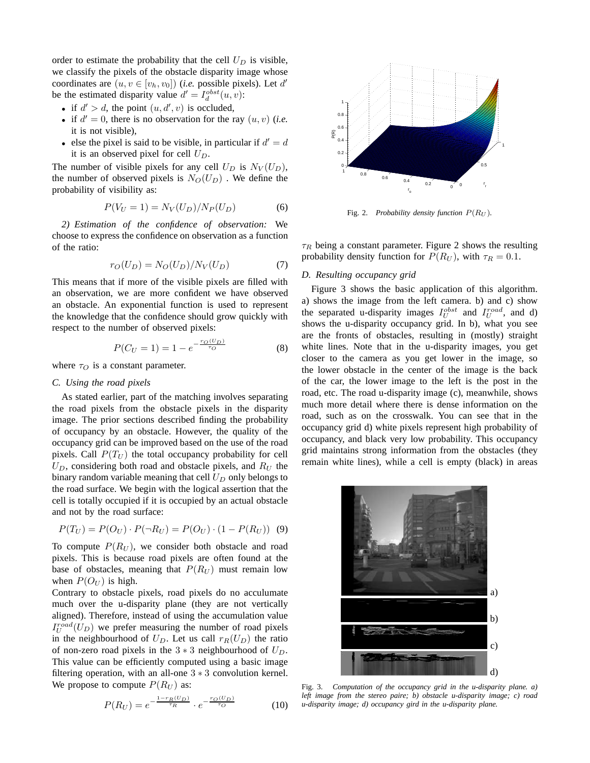order to estimate the probability that the cell $U_D$ is visible, we classify the pixels of the obstacle disparity image whose coordinates are $(u, v \in [v_h, v_0])$ (*i.e.* possible pixels). Let $d'$ be the estimated disparity value $d' = I_d^{obst}(u, v)$:

- if $d' > d$, the point $(u, d', v)$ is occluded,
- if $d' = 0$, there is no observation for the ray $(u, v)$ (*i.e.* it is not visible),
- else the pixel is said to be visible, in particular if $d' = d$ it is an observed pixel for cell $U_D$.

The number of visible pixels for any cell $U_D$ is $N_V(U_D)$, the number of observed pixels is $N_O(U_D)$ . We define the probability of visibility as:

$$P(V_U = 1) = N_V(U_D)/N_P(U_D) \tag{6}$$

*2) Estimation of the confidence of observation:* We choose to express the confidence on observation as a function of the ratio:

$$r_O(U_D) = N_O(U_D)/N_V(U_D) \tag{7}$$

This means that if more of the visible pixels are filled with an observation, we are more confident we have observed an obstacle. An exponential function is used to represent the knowledge that the confidence should grow quickly with respect to the number of observed pixels:

$$P(C_U = 1) = 1 - e^{-\frac{r_O(U_D)}{\tau_O}} \tag{8}$$

where $\tau_O$ is a constant parameter.

### C. Using the road pixels

As stated earlier, part of the matching involves separating the road pixels from the obstacle pixels in the disparity image. The prior sections described finding the probability of occupancy by an obstacle. However, the quality of the occupancy grid can be improved based on the use of the road pixels. Call $P(T_U)$ the total occupancy probability for cell $U_D$, considering both road and obstacle pixels, and $R_U$ the binary random variable meaning that cell $U_D$ only belongs to the road surface. We begin with the logical assertion that the cell is totally occupied if it is occupied by an actual obstacle and not by the road surface:

$$P(T_U) = P(O_U) \cdot P(\neg R_U) = P(O_U) \cdot (1 - P(R_U)) \tag{9}$$

To compute $P(R_U)$, we consider both obstacle and road pixels. This is because road pixels are often found at the base of obstacles, meaning that $P(R_U)$ must remain low when $P(O_U)$ is high.

Contrary to obstacle pixels, road pixels do no acculumate much over the u-disparity plane (they are not vertically aligned). Therefore, instead of using the accumulation value $I_U^{road}(U_D)$ we prefer measuring the number of road pixels in the neighbourhood of $U_D$. Let us call $r_R(U_D)$ the ratio of non-zero road pixels in the $3 * 3$ neighbourhood of $U_D$. This value can be efficiently computed using a basic image filtering operation, with an all-one $3 * 3$ convolution kernel. We propose to compute $P(R_U)$ as:

$$P(R_U) = e^{-\frac{1-r_R(U_D)}{\tau_R}} \cdot e^{-\frac{r_O(U_D)}{\tau_O}} \tag{10}$$

Fig. 2. *Probability density function* $P(R_U)$.

$\tau_R$ being a constant parameter. Figure 2 shows the resulting probability density function for $P(R_U)$, with $\tau_R = 0.1$.

### D. Resulting occupancy grid

Figure 3 shows the basic application of this algorithm. a) shows the image from the left camera. b) and c) show the separated u-disparity images $I_U^{obst}$ and $I_U^{road}$, and d) shows the u-disparity occupancy grid. In b), what you see are the fronts of obstacles, resulting in (mostly) straight white lines. Note that in the u-disparity images, you get closer to the camera as you get lower in the image, so the lower obstacle in the center of the image is the back of the car, the lower image to the left is the post in the road, etc. The road u-disparity image (c), meanwhile, shows much more detail where there is dense information on the road, such as on the crosswalk. You can see that in the occupancy grid d) white pixels represent high probability of occupancy, and black very low probability. This occupancy grid maintains strong information from the obstacles (they remain white lines), while a cell is empty (black) in areas

Fig. 3. *Computation of the occupancy grid in the u-disparity plane. a) left image from the stereo paire; b) obstacle u-disparity image; c) road u-disparity image; d) occupancy gird in the u-disparity plane.*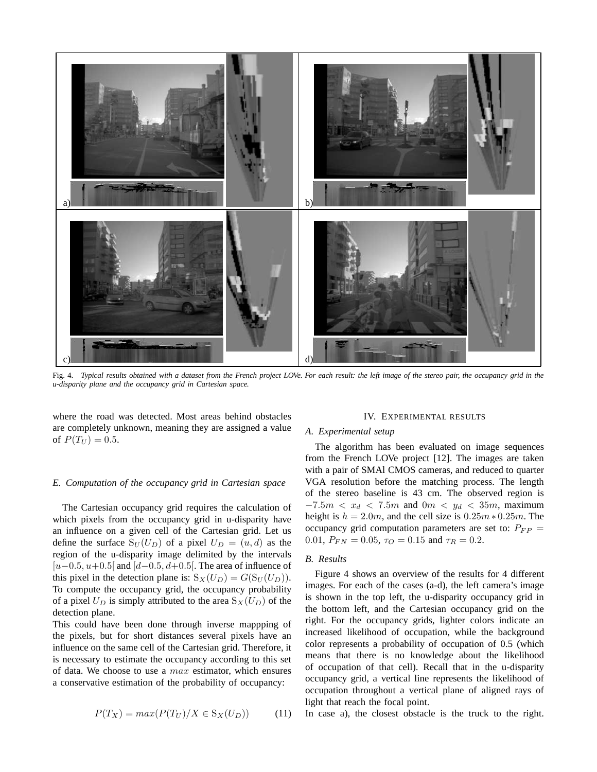Fig. 4. *Typical results obtained with a dataset from the French project LOVe. For each result: the left image of the stereo pair, the occupancy grid in the u-disparity plane and the occupancy grid in Cartesian space.*

where the road was detected. Most areas behind obstacles are completely unknown, meaning they are assigned a value of $P(T_U) = 0.5$.

### *E. Computation of the occupancy grid in Cartesian space*

The Cartesian occupancy grid requires the calculation of which pixels from the occupancy grid in u-disparity have an influence on a given cell of the Cartesian grid. Let us define the surface $\mathrm{S}_U(U_D)$ of a pixel $U_D = (u, d)$ as the region of the u-disparity image delimited by the intervals $[u-0.5, u+0.5[$ and $[d-0.5, d+0.5[$. The area of influence of this pixel in the detection plane is: $\mathrm{S}_X(U_D) = G(\mathrm{S}_U(U_D))$. To compute the occupancy grid, the occupancy probability of a pixel $U_D$ is simply attributed to the area $\mathrm{S}_X(U_D)$ of the detection plane.

This could have been done through inverse mappping of the pixels, but for short distances several pixels have an influence on the same cell of the Cartesian grid. Therefore, it is necessary to estimate the occupancy according to this set of data. We choose to use a $max$ estimator, which ensures a conservative estimation of the probability of occupancy:

$$P(T_X) = max(P(T_U)/X \in \mathrm{S}_X(U_D)) \qquad (11)$$

## IV. Experimental results

### *A. Experimental setup*

The algorithm has been evaluated on image sequences from the French LOVe project [12]. The images are taken with a pair of SMAl CMOS cameras, and reduced to quarter VGA resolution before the matching process. The length of the stereo baseline is 43 cm. The observed region is $-7.5m < x_d < 7.5m$ and $0m < y_d < 35m$, maximum height is $h = 2.0m$, and the cell size is $0.25m * 0.25m$. The occupancy grid computation parameters are set to: $P_{FP} = 0.01$, $P_{FN} = 0.05$, $\tau_O = 0.15$ and $\tau_R = 0.2$.

### *B. Results*

Figure 4 shows an overview of the results for 4 different images. For each of the cases (a-d), the left camera's image is shown in the top left, the u-disparity occupancy grid in the bottom left, and the Cartesian occupancy grid on the right. For the occupancy grids, lighter colors indicate an increased likelihood of occupation, while the background color represents a probability of occupation of 0.5 (which means that there is no knowledge about the likelihood of occupation of that cell). Recall that in the u-disparity occupancy grid, a vertical line represents the likelihood of occupation throughout a vertical plane of aligned rays of light that reach the focal point.

In case a), the closest obstacle is the truck to the right.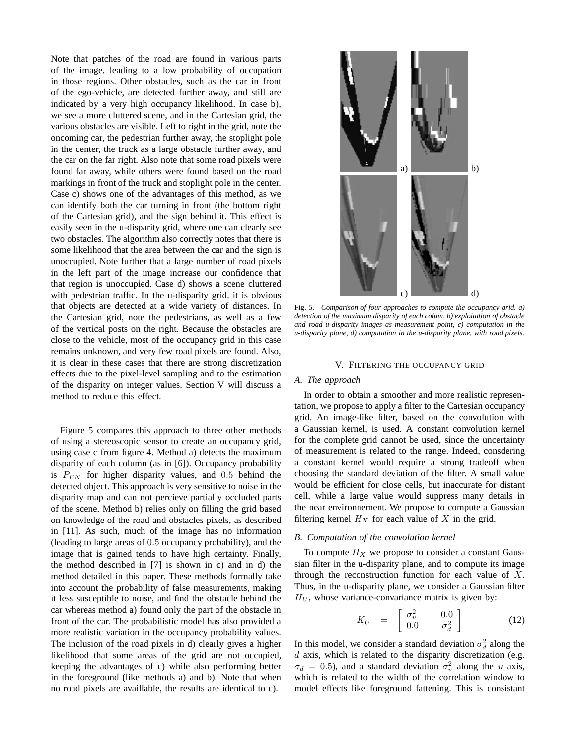Note that patches of the road are found in various parts of the image, leading to a low probability of occupation in those regions. Other obstacles, such as the car in front of the ego-vehicle, are detected further away, and still are indicated by a very high occupancy likelihood. In case b), we see a more cluttered scene, and in the Cartesian grid, the various obstacles are visible. Left to right in the grid, note the oncoming car, the pedestrian further away, the stoplight pole in the center, the truck as a large obstacle further away, and the car on the far right. Also note that some road pixels were found far away, while others were found based on the road markings in front of the truck and stoplight pole in the center. Case c) shows one of the advantages of this method, as we can identify both the car turning in front (the bottom right of the Cartesian grid), and the sign behind it. This effect is easily seen in the u-disparity grid, where one can clearly see two obstacles. The algorithm also correctly notes that there is some likelihood that the area between the car and the sign is unoccupied. Note further that a large number of road pixels in the left part of the image increase our confidence that that region is unoccupied. Case d) shows a scene cluttered with pedestrian traffic. In the u-disparity grid, it is obvious that objects are detected at a wide variety of distances. In the Cartesian grid, note the pedestrians, as well as a few of the vertical posts on the right. Because the obstacles are close to the vehicle, most of the occupancy grid in this case remains unknown, and very few road pixels are found. Also, it is clear in these cases that there are strong discretization effects due to the pixel-level sampling and to the estimation of the disparity on integer values. Section V will discuss a method to reduce this effect.

Figure 5 compares this approach to three other methods of using a stereoscopic sensor to create an occupancy grid, using case c from figure 4. Method a) detects the maximum disparity of each column (as in [6]). Occupancy probability is $P_{FN}$ for higher disparity values, and $0.5$ behind the detected object. This approach is very sensitive to noise in the disparity map and can not percieve partially occluded parts of the scene. Method b) relies only on filling the grid based on knowledge of the road and obstacles pixels, as described in [11]. As such, much of the image has no information (leading to large areas of $0.5$ occupancy probability), and the image that is gained tends to have high certainty. Finally, the method described in [7] is shown in c) and in d) the method detailed in this paper. These methods formally take into account the probability of false measurements, making it less susceptible to noise, and find the obstacle behind the car whereas method a) found only the part of the obstacle in front of the car. The probabilistic model has also provided a more realistic variation in the occupancy probability values. The inclusion of the road pixels in d) clearly gives a higher likelihood that some areas of the grid are not occupied, keeping the advantages of c) while also performing better in the foreground (like methods a) and b). Note that when no road pixels are availlable, the results are identical to c).

Fig. 5. *Comparison of four approaches to compute the occupancy grid. a) detection of the maximum disparity of each colum, b) exploitation of obstacle and road u-disparity images as measurement point, c) computation in the u-disparity plane, d) computation in the u-disparity plane, with road pixels.*

## V. Filtering the occupancy grid

### A. The approach

In order to obtain a smoother and more realistic representation, we propose to apply a filter to the Cartesian occupancy grid. An image-like filter, based on the convolution with a Gaussian kernel, is used. A constant convolution kernel for the complete grid cannot be used, since the uncertainty of measurement is related to the range. Indeed, consdering a constant kernel would require a strong tradeoff when choosing the standard deviation of the filter. A small value would be efficient for close cells, but inaccurate for distant cell, while a large value would suppress many details in the near environnement. We propose to compute a Gaussian filtering kernel $H_X$ for each value of $X$ in the grid.

### B. Computation of the convolution kernel

To compute $H_X$ we propose to consider a constant Gaussian filter in the u-disparity plane, and to compute its image through the reconstruction function for each value of $X$. Thus, in the u-disparity plane, we consider a Gaussian filter $H_U$, whose variance-convariance matrix is given by:

$$K_U = \begin{bmatrix} \sigma_u^2 & 0.0 \\ 0.0 & \sigma_d^2 \end{bmatrix} \tag{12}$$

In this model, we consider a standard deviation $\sigma_d^2$ along the $d$ axis, which is related to the disparity discretization (e.g. $\sigma_d = 0.5$), and a standard deviation $\sigma_u^2$ along the $u$ axis, which is related to the width of the correlation window to model effects like foreground fattening. This is consistant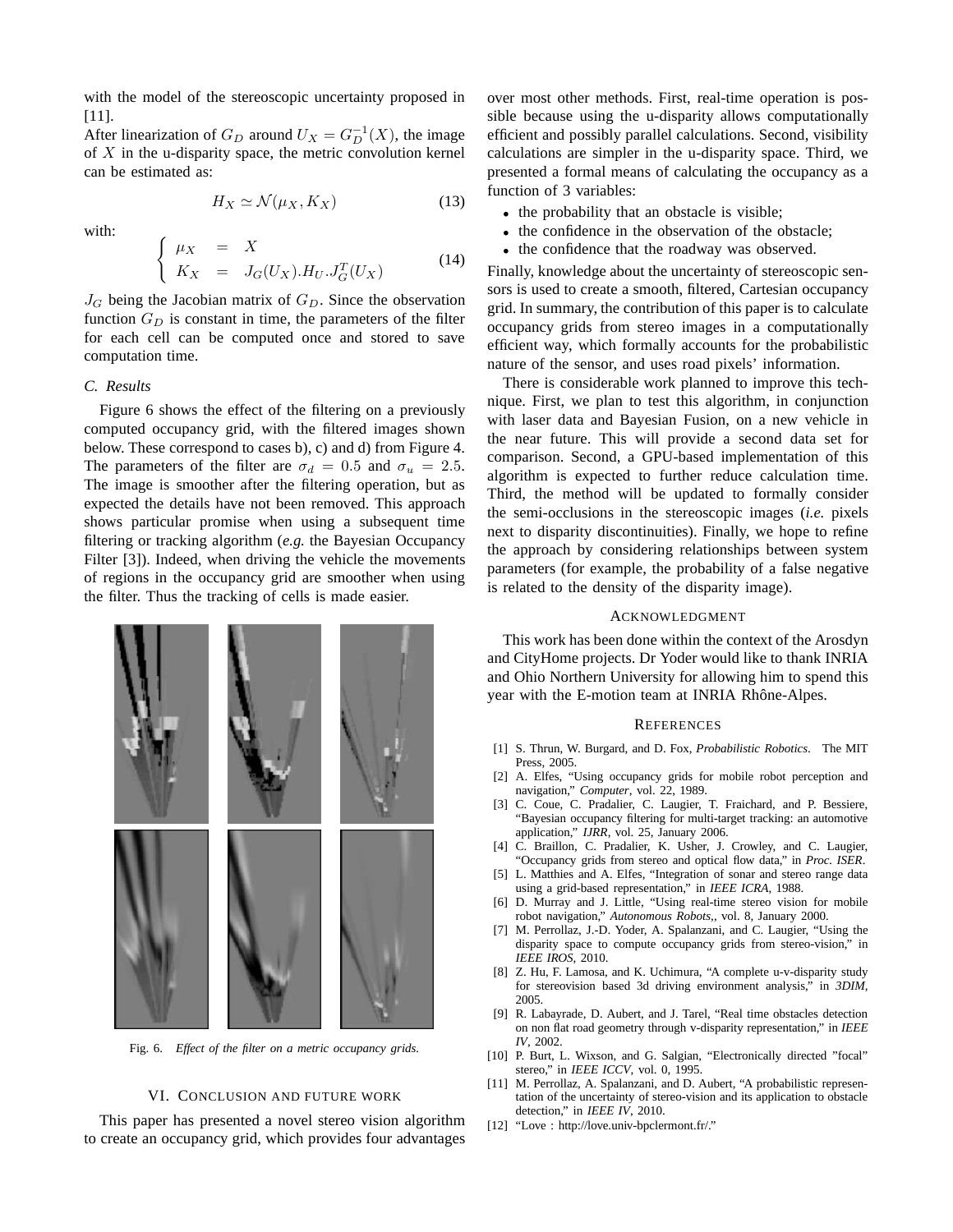with the model of the stereoscopic uncertainty proposed in [11].

After linearization of $G_D$ around $U_X = G_D^{-1}(X)$, the image of $X$ in the u-disparity space, the metric convolution kernel can be estimated as:

$$H_X \simeq \mathcal{N}(\mu_X, K_X) \tag{13}$$

with:

$$\begin{cases} \mu_X &= X \\ K_X &= J_G(U_X).H_U.J_G^T(U_X) \end{cases} \tag{14}$$

$J_G$ being the Jacobian matrix of $G_D$. Since the observation function $G_D$ is constant in time, the parameters of the filter for each cell can be computed once and stored to save computation time.

### C. Results

Figure 6 shows the effect of the filtering on a previously computed occupancy grid, with the filtered images shown below. These correspond to cases b), c) and d) from Figure 4. The parameters of the filter are $\sigma_d = 0.5$ and $\sigma_u = 2.5$. The image is smoother after the filtering operation, but as expected the details have not been removed. This approach shows particular promise when using a subsequent time filtering or tracking algorithm (*e.g.* the Bayesian Occupancy Filter [3]). Indeed, when driving the vehicle the movements of regions in the occupancy grid are smoother when using the filter. Thus the tracking of cells is made easier.

Fig. 6. *Effect of the filter on a metric occupancy grids.*

## VI. Conclusion and Future Work

This paper has presented a novel stereo vision algorithm to create an occupancy grid, which provides four advantages over most other methods. First, real-time operation is possible because using the u-disparity allows computationally efficient and possibly parallel calculations. Second, visibility calculations are simpler in the u-disparity space. Third, we presented a formal means of calculating the occupancy as a function of 3 variables:

- the probability that an obstacle is visible;
- the confidence in the observation of the obstacle;
- the confidence that the roadway was observed.

Finally, knowledge about the uncertainty of stereoscopic sensors is used to create a smooth, filtered, Cartesian occupancy grid. In summary, the contribution of this paper is to calculate occupancy grids from stereo images in a computationally efficient way, which formally accounts for the probabilistic nature of the sensor, and uses road pixels' information.

There is considerable work planned to improve this technique. First, we plan to test this algorithm, in conjunction with laser data and Bayesian Fusion, on a new vehicle in the near future. This will provide a second data set for comparison. Second, a GPU-based implementation of this algorithm is expected to further reduce calculation time. Third, the method will be updated to formally consider the semi-occlusions in the stereoscopic images (*i.e.* pixels next to disparity discontinuities). Finally, we hope to refine the approach by considering relationships between system parameters (for example, the probability of a false negative is related to the density of the disparity image).

## Acknowledgment

This work has been done within the context of the Arosdyn and CityHome projects. Dr Yoder would like to thank INRIA and Ohio Northern University for allowing him to spend this year with the E-motion team at INRIA Rhône-Alpes.

## References

[1] S. Thrun, W. Burgard, and D. Fox, *Probabilistic Robotics*. The MIT Press, 2005.

[2] A. Elfes, "Using occupancy grids for mobile robot perception and navigation," *Computer*, vol. 22, 1989.

[3] C. Coue, C. Pradalier, C. Laugier, T. Fraichard, and P. Bessiere, "Bayesian occupancy filtering for multi-target tracking: an automotive application," *IJRR*, vol. 25, January 2006.

[4] C. Braillon, C. Pradalier, K. Usher, J. Crowley, and C. Laugier, "Occupancy grids from stereo and optical flow data," in *Proc. ISER*.

[5] L. Matthies and A. Elfes, "Integration of sonar and stereo range data using a grid-based representation," in *IEEE ICRA*, 1988.

[6] D. Murray and J. Little, "Using real-time stereo vision for mobile robot navigation," *Autonomous Robots,*, vol. 8, January 2000.

[7] M. Perrollaz, J.-D. Yoder, A. Spalanzani, and C. Laugier, "Using the disparity space to compute occupancy grids from stereo-vision," in *IEEE IROS*, 2010.

[8] Z. Hu, F. Lamosa, and K. Uchimura, "A complete u-v-disparity study for stereovision based 3d driving environment analysis," in *3DIM*, 2005.

[9] R. Labayrade, D. Aubert, and J. Tarel, "Real time obstacles detection on non flat road geometry through v-disparity representation," in *IEEE IV*, 2002.

[10] P. Burt, L. Wixson, and G. Salgian, "Electronically directed "focal" stereo," in *IEEE ICCV*, vol. 0, 1995.

[11] M. Perrollaz, A. Spalanzani, and D. Aubert, "A probabilistic representation of the uncertainty of stereo-vision and its application to obstacle detection," in *IEEE IV*, 2010.

[12] "Love : http://love.univ-bpclermont.fr/."